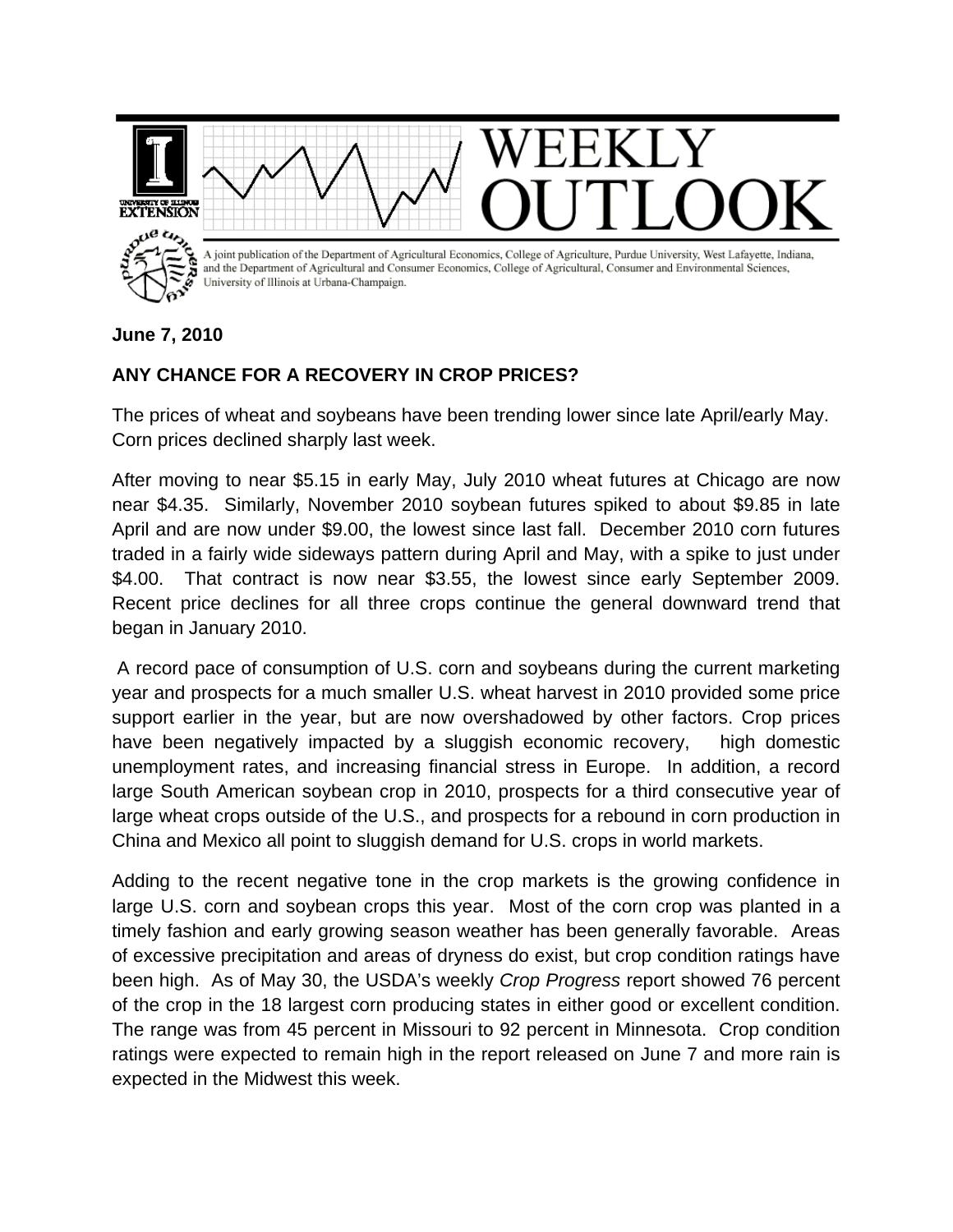# WEEKLY OUTLOOK

A joint publication of the Department of Agricultural Economics, College of Agriculture, Purdue University, West Lafayette, Indiana, and the Department of Agricultural and Consumer Economics, College of Agricultural, Consumer and Environmental Sciences, University of Illinois at Urbana-Champaign.

**June 7, 2010**

## ANY CHANCE FOR A RECOVERY IN CROP PRICES?

The prices of wheat and soybeans have been trending lower since late April/early May. Corn prices declined sharply last week.

After moving to near $5.15 in early May, July 2010 wheat futures at Chicago are now near $4.35. Similarly, November 2010 soybean futures spiked to about $9.85 in late April and are now under $9.00, the lowest since last fall. December 2010 corn futures traded in a fairly wide sideways pattern during April and May, with a spike to just under $4.00. That contract is now near $3.55, the lowest since early September 2009. Recent price declines for all three crops continue the general downward trend that began in January 2010.

A record pace of consumption of U.S. corn and soybeans during the current marketing year and prospects for a much smaller U.S. wheat harvest in 2010 provided some price support earlier in the year, but are now overshadowed by other factors. Crop prices have been negatively impacted by a sluggish economic recovery, high domestic unemployment rates, and increasing financial stress in Europe. In addition, a record large South American soybean crop in 2010, prospects for a third consecutive year of large wheat crops outside of the U.S., and prospects for a rebound in corn production in China and Mexico all point to sluggish demand for U.S. crops in world markets.

Adding to the recent negative tone in the crop markets is the growing confidence in large U.S. corn and soybean crops this year. Most of the corn crop was planted in a timely fashion and early growing season weather has been generally favorable. Areas of excessive precipitation and areas of dryness do exist, but crop condition ratings have been high. As of May 30, the USDA's weekly *Crop Progress* report showed 76 percent of the crop in the 18 largest corn producing states in either good or excellent condition. The range was from 45 percent in Missouri to 92 percent in Minnesota. Crop condition ratings were expected to remain high in the report released on June 7 and more rain is expected in the Midwest this week.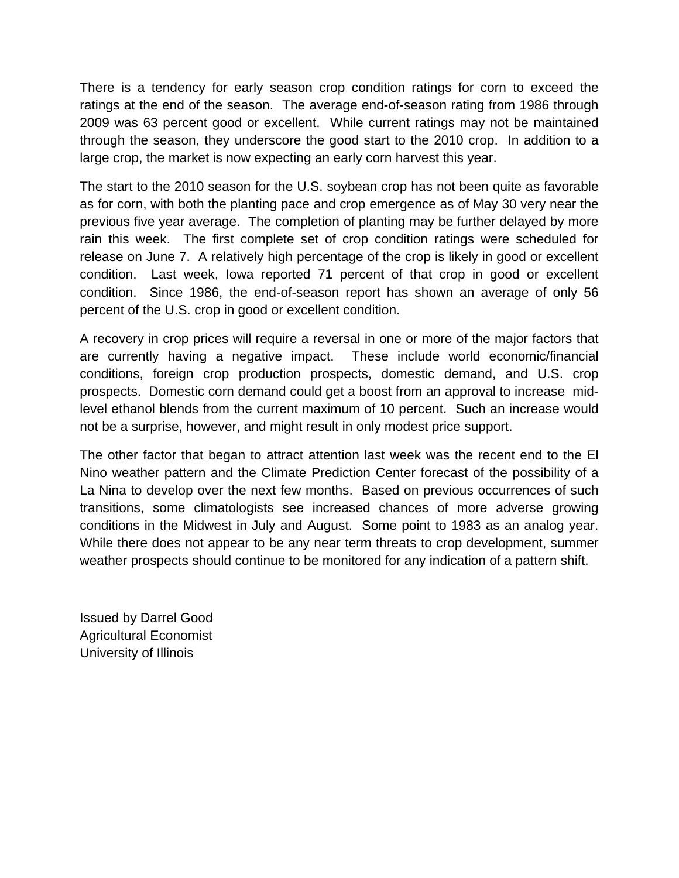There is a tendency for early season crop condition ratings for corn to exceed the ratings at the end of the season. The average end-of-season rating from 1986 through 2009 was 63 percent good or excellent. While current ratings may not be maintained through the season, they underscore the good start to the 2010 crop. In addition to a large crop, the market is now expecting an early corn harvest this year.

The start to the 2010 season for the U.S. soybean crop has not been quite as favorable as for corn, with both the planting pace and crop emergence as of May 30 very near the previous five year average. The completion of planting may be further delayed by more rain this week. The first complete set of crop condition ratings were scheduled for release on June 7. A relatively high percentage of the crop is likely in good or excellent condition. Last week, Iowa reported 71 percent of that crop in good or excellent condition. Since 1986, the end-of-season report has shown an average of only 56 percent of the U.S. crop in good or excellent condition.

A recovery in crop prices will require a reversal in one or more of the major factors that are currently having a negative impact. These include world economic/financial conditions, foreign crop production prospects, domestic demand, and U.S. crop prospects. Domestic corn demand could get a boost from an approval to increase mid-level ethanol blends from the current maximum of 10 percent. Such an increase would not be a surprise, however, and might result in only modest price support.

The other factor that began to attract attention last week was the recent end to the El Nino weather pattern and the Climate Prediction Center forecast of the possibility of a La Nina to develop over the next few months. Based on previous occurrences of such transitions, some climatologists see increased chances of more adverse growing conditions in the Midwest in July and August. Some point to 1983 as an analog year. While there does not appear to be any near term threats to crop development, summer weather prospects should continue to be monitored for any indication of a pattern shift.

Issued by Darrel Good
Agricultural Economist
University of Illinois